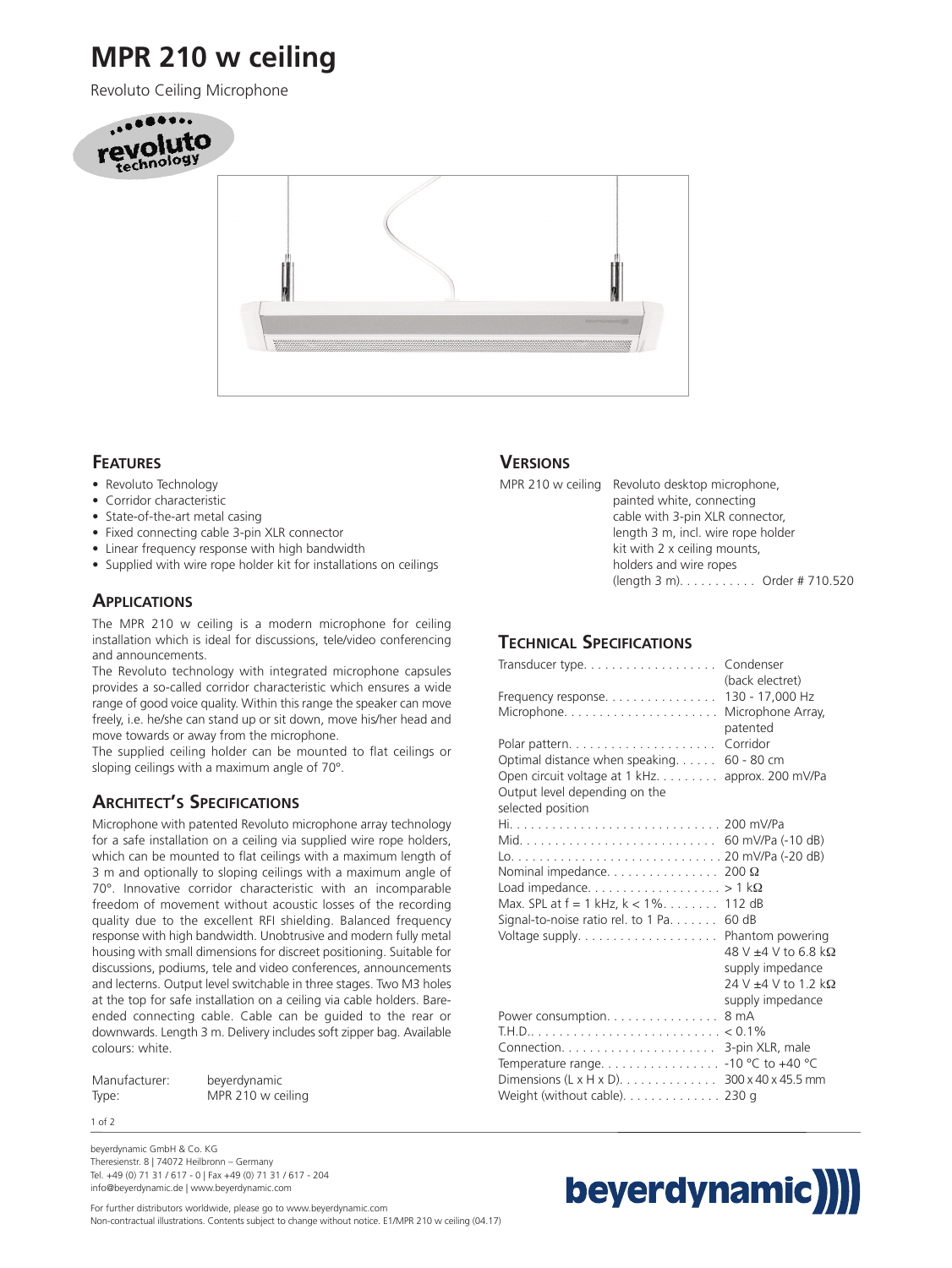# MPR 210 w ceiling

Revoluto Ceiling Microphone

## Features

- Revoluto Technology
- Corridor characteristic
- State-of-the-art metal casing
- Fixed connecting cable 3-pin XLR connector
- Linear frequency response with high bandwidth
- Supplied with wire rope holder kit for installations on ceilings

## Applications

The MPR 210 w ceiling is a modern microphone for ceiling installation which is ideal for discussions, tele/video conferencing and announcements.

The Revoluto technology with integrated microphone capsules provides a so-called corridor characteristic which ensures a wide range of good voice quality. Within this range the speaker can move freely, i.e. he/she can stand up or sit down, move his/her head and move towards or away from the microphone.

The supplied ceiling holder can be mounted to flat ceilings or sloping ceilings with a maximum angle of 70°.

## Architect's Specifications

Microphone with patented Revoluto microphone array technology for a safe installation on a ceiling via supplied wire rope holders, which can be mounted to flat ceilings with a maximum length of 3 m and optionally to sloping ceilings with a maximum angle of 70°. Innovative corridor characteristic with an incomparable freedom of movement without acoustic losses of the recording quality due to the excellent RFI shielding. Balanced frequency response with high bandwidth. Unobtrusive and modern fully metal housing with small dimensions for discreet positioning. Suitable for discussions, podiums, tele and video conferences, announcements and lecterns. Output level switchable in three stages. Two M3 holes at the top for safe installation on a ceiling via cable holders. Bare-ended connecting cable. Cable can be guided to the rear or downwards. Length 3 m. Delivery includes soft zipper bag. Available colours: white.

| | |
|---|---|
| Manufacturer: | beyerdynamic |
| Type: | MPR 210 w ceiling |

## Versions

| | |
|---|---|
| MPR 210 w ceiling | Revoluto desktop microphone, painted white, connecting cable with 3-pin XLR connector, length 3 m, incl. wire rope holder kit with 2 x ceiling mounts, holders and wire ropes (length 3 m). . . . . . . . . . . Order # 710.520 |

## Technical Specifications

| | |
|---|---|
| Transducer type | Condenser (back electret) |
| Frequency response | 130 - 17,000 Hz |
| Microphone | Microphone Array, patented |
| Polar pattern | Corridor |
| Optimal distance when speaking | 60 - 80 cm |
| Open circuit voltage at 1 kHz | approx. 200 mV/Pa |
| Output level depending on the selected position | |
| Hi | 200 mV/Pa |
| Mid | 60 mV/Pa (-10 dB) |
| Lo | 20 mV/Pa (-20 dB) |
| Nominal impedance | 200 Ω |
| Load impedance | > 1 kΩ |
| Max. SPL at f = 1 kHz, k < 1% | 112 dB |
| Signal-to-noise ratio rel. to 1 Pa | 60 dB |
| Voltage supply | Phantom powering 48 V ±4 V to 6.8 kΩ supply impedance 24 V ±4 V to 1.2 kΩ supply impedance |
| Power consumption | 8 mA |
| T.H.D. | < 0.1% |
| Connection | 3-pin XLR, male |
| Temperature range | -10 °C to +40 °C |
| Dimensions (L x H x D) | 300 x 40 x 45.5 mm |
| Weight (without cable) | 230 g |

beyerdynamic GmbH & Co. KG
Theresienstr. 8 | 74072 Heilbronn – Germany
Tel. +49 (0) 71 31 / 617 - 0 | Fax +49 (0) 71 31 / 617 - 204
info@beyerdynamic.de | www.beyerdynamic.com

For further distributors worldwide, please go to www.beyerdynamic.com
Non-contractual illustrations. Contents subject to change without notice. E1/MPR 210 w ceiling (04.17)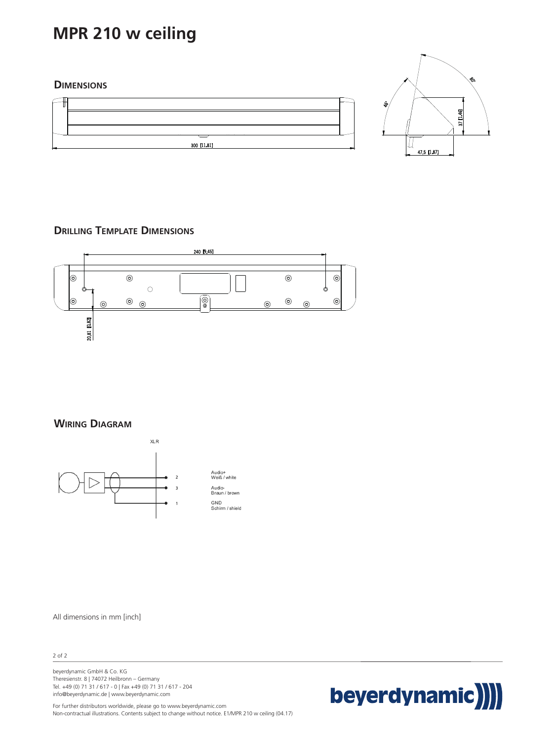# MPR 210 w ceiling

## Dimensions

300 [11.81]

45°

80°

37 [1.46]

47,5 [1.87]

## Drilling Template Dimensions

240 [9.45]

20.81 [0.82]

## Wiring Diagram

XLR

2

3

1

Audio+
Weiß / white

Audio-
Braun / brown

GND
Schirm / shield

All dimensions in mm [inch]

beyerdynamic GmbH & Co. KG
Theresienstr. 8 | 74072 Heilbronn – Germany
Tel. +49 (0) 71 31 / 617 - 0 | Fax +49 (0) 71 31 / 617 - 204
info@beyerdynamic.de | www.beyerdynamic.com

For further distributors worldwide, please go to www.beyerdynamic.com
Non-contractual illustrations. Contents subject to change without notice. E1/MPR 210 w ceiling (04.17)

beyerdynamic))))